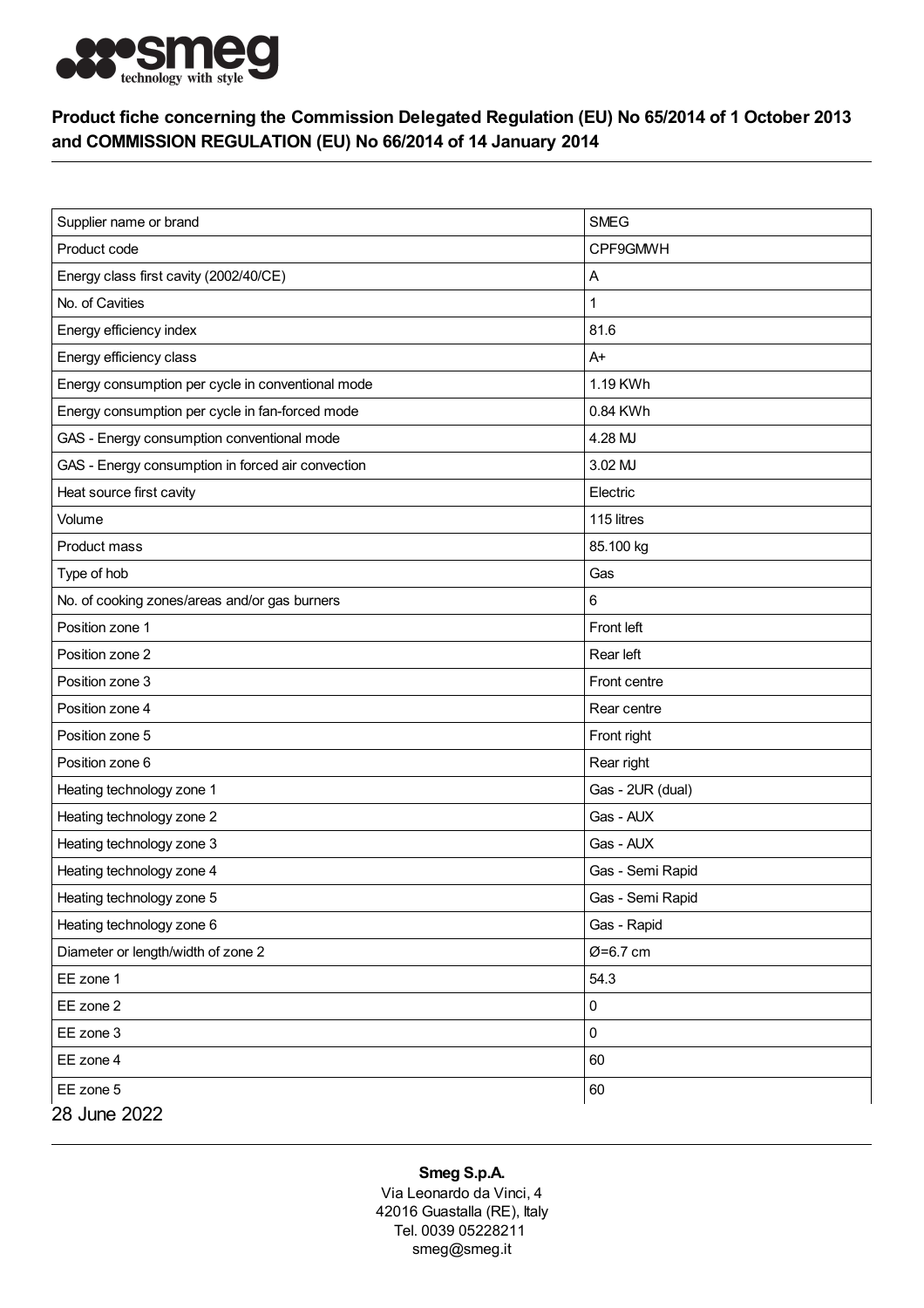## Product fiche concerning the Commission Delegated Regulation (EU) No 65/2014 of 1 October 2013 and COMMISSION REGULATION (EU) No 66/2014 of 14 January 2014

| | |
|---|---|
| Supplier name or brand | SMEG |
| Product code | CPF9GMWH |
| Energy class first cavity (2002/40/CE) | A |
| No. of Cavities | 1 |
| Energy efficiency index | 81.6 |
| Energy efficiency class | A+ |
| Energy consumption per cycle in conventional mode | 1.19 KWh |
| Energy consumption per cycle in fan-forced mode | 0.84 KWh |
| GAS - Energy consumption conventional mode | 4.28 MJ |
| GAS - Energy consumption in forced air convection | 3.02 MJ |
| Heat source first cavity | Electric |
| Volume | 115 litres |
| Product mass | 85.100 kg |
| Type of hob | Gas |
| No. of cooking zones/areas and/or gas burners | 6 |
| Position zone 1 | Front left |
| Position zone 2 | Rear left |
| Position zone 3 | Front centre |
| Position zone 4 | Rear centre |
| Position zone 5 | Front right |
| Position zone 6 | Rear right |
| Heating technology zone 1 | Gas - 2UR (dual) |
| Heating technology zone 2 | Gas - AUX |
| Heating technology zone 3 | Gas - AUX |
| Heating technology zone 4 | Gas - Semi Rapid |
| Heating technology zone 5 | Gas - Semi Rapid |
| Heating technology zone 6 | Gas - Rapid |
| Diameter or length/width of zone 2 | Ø=6.7 cm |
| EE zone 1 | 54.3 |
| EE zone 2 | 0 |
| EE zone 3 | 0 |
| EE zone 4 | 60 |
| EE zone 5 | 60 |

28 June 2022

**Smeg S.p.A.**
Via Leonardo da Vinci, 4
42016 Guastalla (RE), Italy
Tel. 0039 05228211
smeg@smeg.it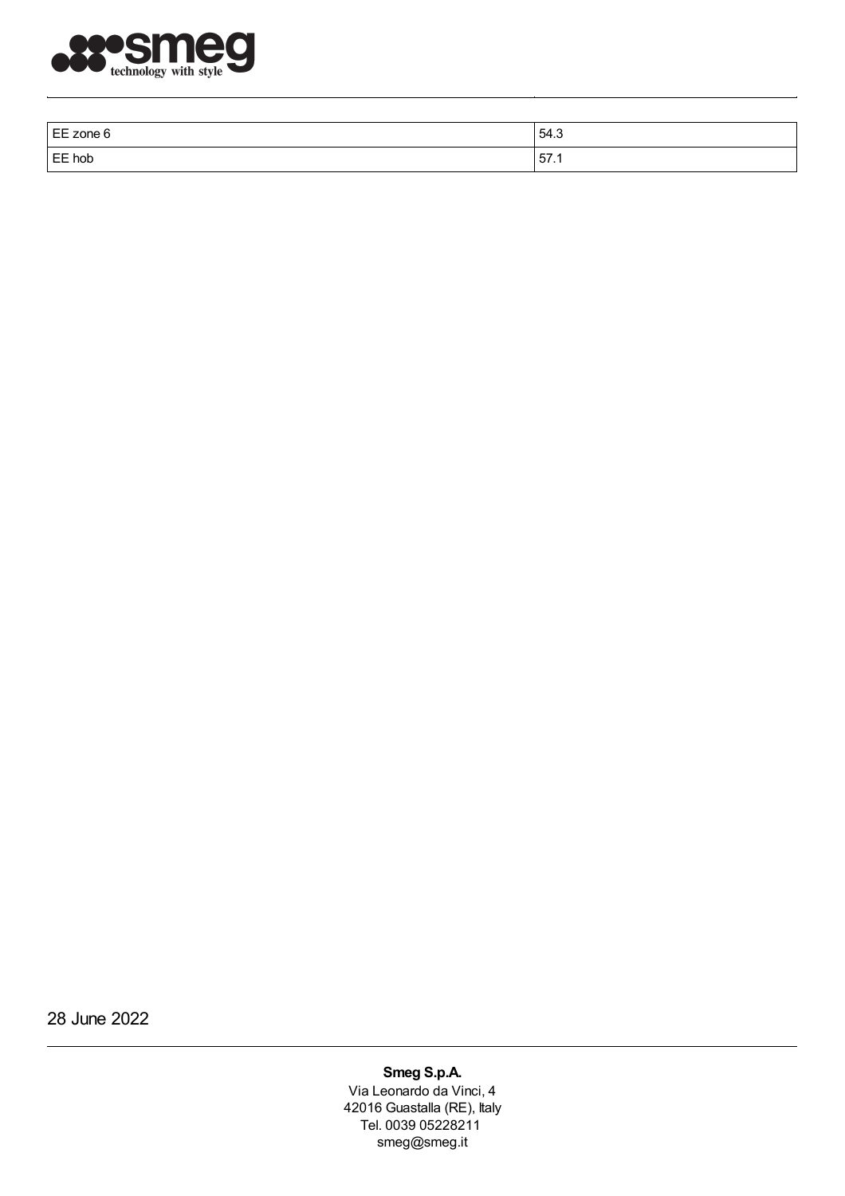| | |
|---|---|
| EE zone 6 | 54.3 |
| EE hob | 57.1 |

28 June 2022

**Smeg S.p.A.**
Via Leonardo da Vinci, 4
42016 Guastalla (RE), Italy
Tel. 0039 05228211
smeg@smeg.it